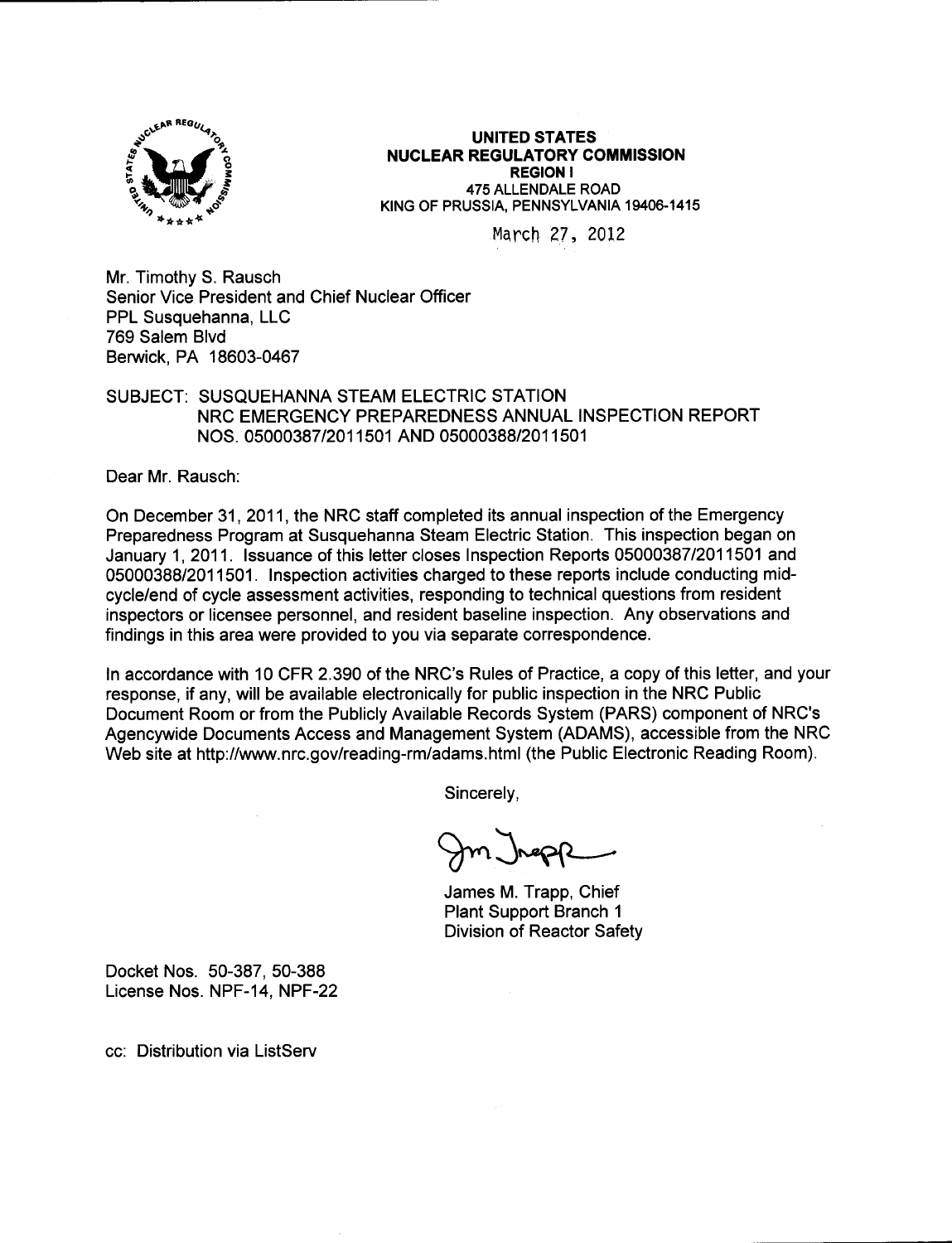**UNITED STATES**
**NUCLEAR REGULATORY COMMISSION**
**REGION I**
**475 ALLENDALE ROAD**
**KING OF PRUSSIA, PENNSYLVANIA 19406-1415**

March 27, 2012

Mr. Timothy S. Rausch
Senior Vice President and Chief Nuclear Officer
PPL Susquehanna, LLC
769 Salem Blvd
Berwick, PA 18603-0467

SUBJECT: SUSQUEHANNA STEAM ELECTRIC STATION
NRC EMERGENCY PREPAREDNESS ANNUAL INSPECTION REPORT
NOS. 05000387/2011501 AND 05000388/2011501

Dear Mr. Rausch:

On December 31, 2011, the NRC staff completed its annual inspection of the Emergency Preparedness Program at Susquehanna Steam Electric Station. This inspection began on January 1, 2011. Issuance of this letter closes Inspection Reports 05000387/2011501 and 05000388/2011501. Inspection activities charged to these reports include conducting mid-cycle/end of cycle assessment activities, responding to technical questions from resident inspectors or licensee personnel, and resident baseline inspection. Any observations and findings in this area were provided to you via separate correspondence.

In accordance with 10 CFR 2.390 of the NRC's Rules of Practice, a copy of this letter, and your response, if any, will be available electronically for public inspection in the NRC Public Document Room or from the Publicly Available Records System (PARS) component of NRC's Agencywide Documents Access and Management System (ADAMS), accessible from the NRC Web site at http://www.nrc.gov/reading-rm/adams.html (the Public Electronic Reading Room).

Sincerely,

James M. Trapp, Chief
Plant Support Branch 1
Division of Reactor Safety

Docket Nos. 50-387, 50-388
License Nos. NPF-14, NPF-22

cc: Distribution via ListServ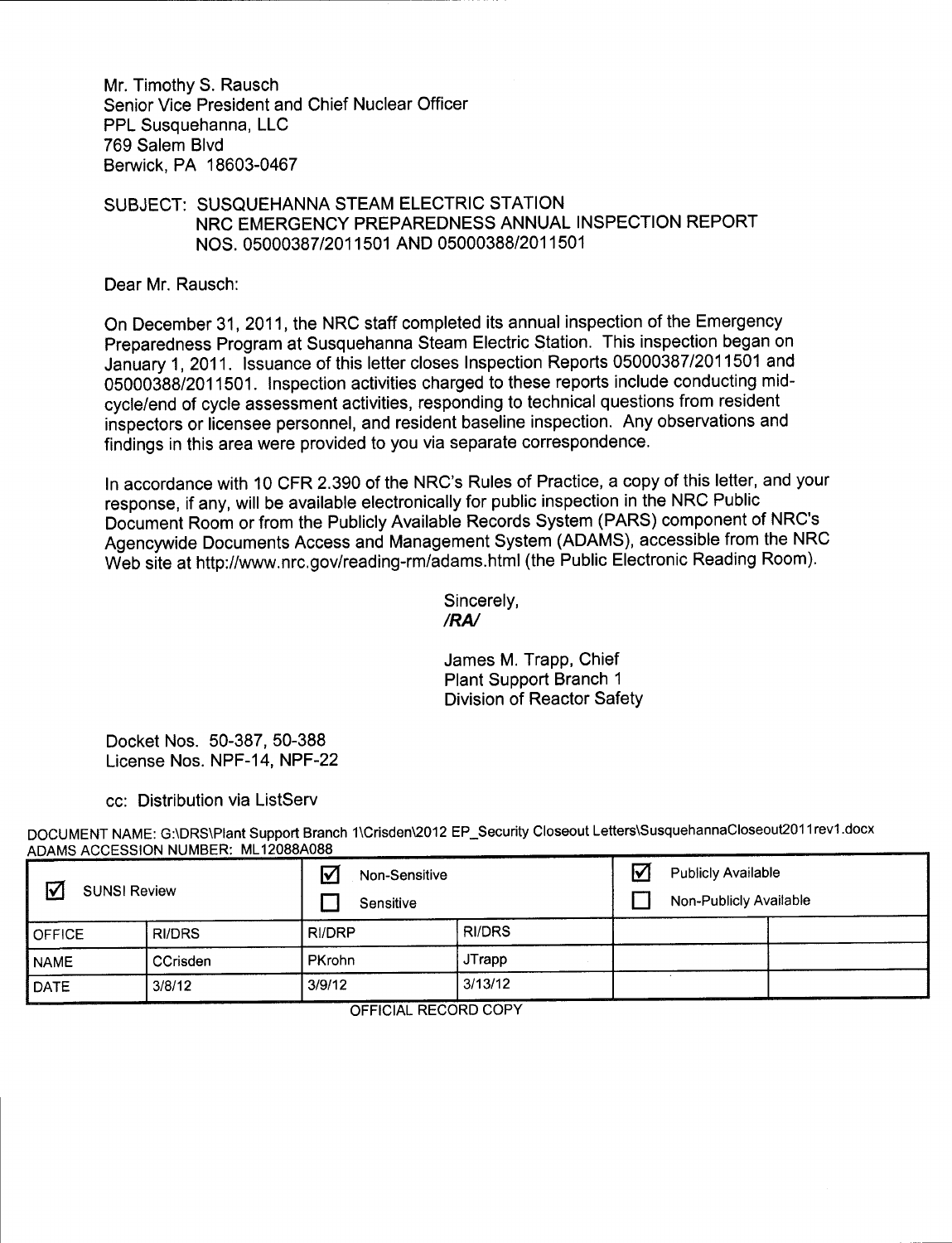Mr. Timothy S. Rausch
Senior Vice President and Chief Nuclear Officer
PPL Susquehanna, LLC
769 Salem Blvd
Berwick, PA 18603-0467

SUBJECT: SUSQUEHANNA STEAM ELECTRIC STATION
NRC EMERGENCY PREPAREDNESS ANNUAL INSPECTION REPORT
NOS. 05000387/2011501 AND 05000388/2011501

Dear Mr. Rausch:

On December 31, 2011, the NRC staff completed its annual inspection of the Emergency Preparedness Program at Susquehanna Steam Electric Station. This inspection began on January 1, 2011. Issuance of this letter closes Inspection Reports 05000387/2011501 and 05000388/2011501. Inspection activities charged to these reports include conducting mid-cycle/end of cycle assessment activities, responding to technical questions from resident inspectors or licensee personnel, and resident baseline inspection. Any observations and findings in this area were provided to you via separate correspondence.

In accordance with 10 CFR 2.390 of the NRC's Rules of Practice, a copy of this letter, and your response, if any, will be available electronically for public inspection in the NRC Public Document Room or from the Publicly Available Records System (PARS) component of NRC's Agencywide Documents Access and Management System (ADAMS), accessible from the NRC Web site at http://www.nrc.gov/reading-rm/adams.html (the Public Electronic Reading Room).

Sincerely,
*/RA/*

James M. Trapp, Chief
Plant Support Branch 1
Division of Reactor Safety

Docket Nos. 50-387, 50-388
License Nos. NPF-14, NPF-22

cc: Distribution via ListServ

DOCUMENT NAME: G:\DRS\Plant Support Branch 1\Crisden\2012 EP_Security Closeout Letters\SusquehannaCloseout2011rev1.docx
ADAMS ACCESSION NUMBER: ML12088A088

| ☑ SUNSI Review | | ☑ Non-Sensitive<br>☐ Sensitive | | ☑ Publicly Available<br>☐ Non-Publicly Available | |
|---|---|---|---|---|---|
| OFFICE | RI/DRS | RI/DRP | RI/DRS | | |
| NAME | CCrisden | PKrohn | JTrapp | | |
| DATE | 3/8/12 | 3/9/12 | 3/13/12 | | |

OFFICIAL RECORD COPY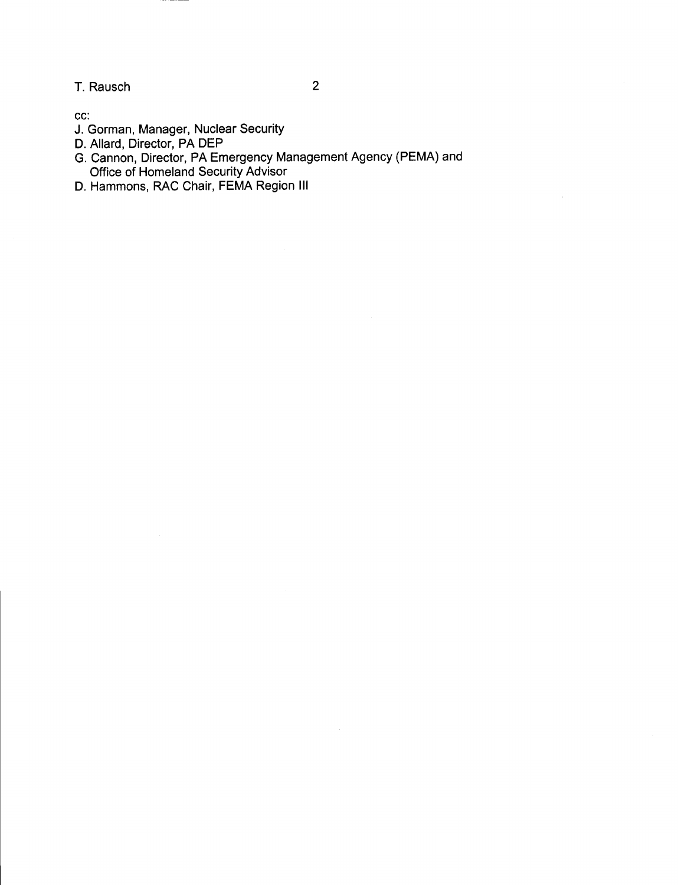cc:

J. Gorman, Manager, Nuclear Security
D. Allard, Director, PA DEP
G. Cannon, Director, PA Emergency Management Agency (PEMA) and Office of Homeland Security Advisor
D. Hammons, RAC Chair, FEMA Region III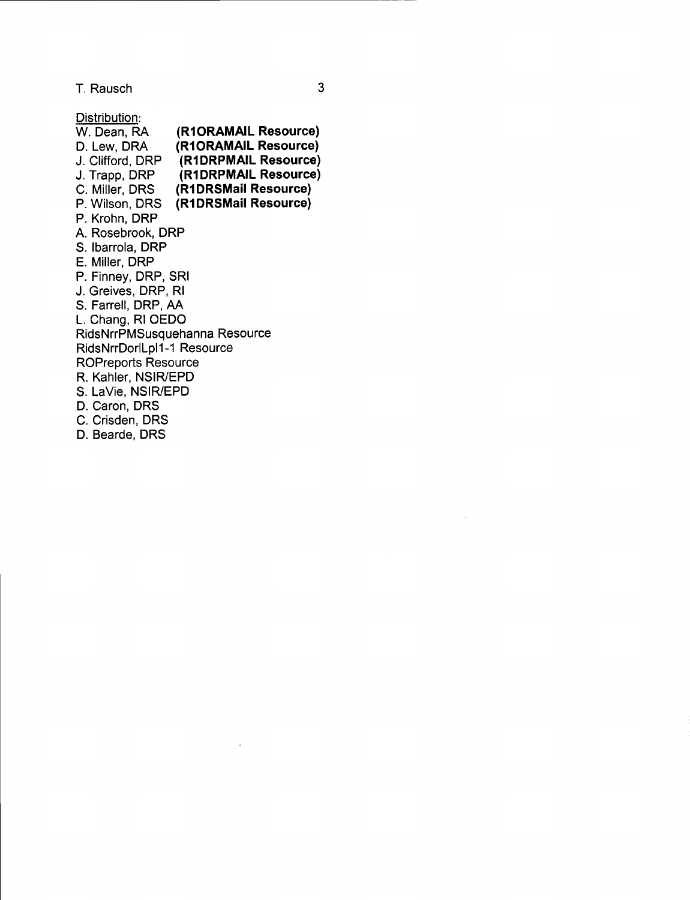T. Rausch

Distribution:
W. Dean, RA **(R1ORAMAIL Resource)**
D. Lew, DRA **(R1ORAMAIL Resource)**
J. Clifford, DRP **(R1DRPMAIL Resource)**
J. Trapp, DRP **(R1DRPMAIL Resource)**
C. Miller, DRS **(R1DRSMail Resource)**
P. Wilson, DRS **(R1DRSMail Resource)**
P. Krohn, DRP
A. Rosebrook, DRP
S. Ibarrola, DRP
E. Miller, DRP
P. Finney, DRP, SRI
J. Greives, DRP, RI
S. Farrell, DRP, AA
L. Chang, RI OEDO
RidsNrrPMSusquehanna Resource
RidsNrrDorlLpl1-1 Resource
ROPreports Resource
R. Kahler, NSIR/EPD
S. LaVie, NSIR/EPD
D. Caron, DRS
C. Crisden, DRS
D. Bearde, DRS